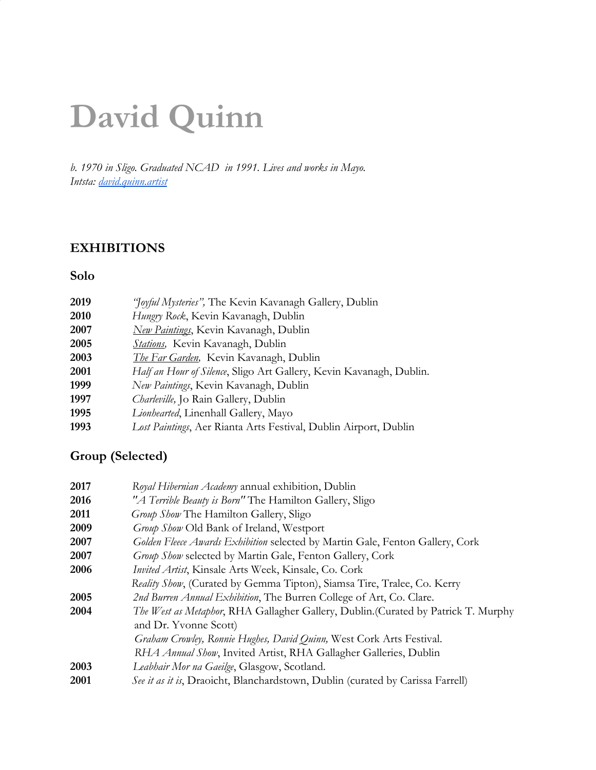# David Quinn

*b. 1970 in Sligo. Graduated NCAD in 1991. Lives and works in Mayo.*
*Intsta: [david.quinn.artist](david.quinn.artist)*

## EXHIBITIONS

### Solo

| | |
|---|---|
| **2019** | *"Joyful Mysteries",* The Kevin Kavanagh Gallery, Dublin |
| **2010** | *Hungry Rock*, Kevin Kavanagh, Dublin |
| **2007** | *New Paintings*, Kevin Kavanagh, Dublin |
| **2005** | *Stations,* Kevin Kavanagh, Dublin |
| **2003** | *The Far Garden,* Kevin Kavanagh, Dublin |
| **2001** | *Half an Hour of Silence*, Sligo Art Gallery, Kevin Kavanagh, Dublin. |
| **1999** | *New Paintings*, Kevin Kavanagh, Dublin |
| **1997** | *Charleville,* Jo Rain Gallery, Dublin |
| **1995** | *Lionhearted*, Linenhall Gallery, Mayo |
| **1993** | *Lost Paintings*, Aer Rianta Arts Festival, Dublin Airport, Dublin |

### Group (Selected)

| | |
|---|---|
| **2017** | *Royal Hibernian Academy* annual exhibition, Dublin |
| **2016** | *"A Terrible Beauty is Born"* The Hamilton Gallery, Sligo |
| **2011** | *Group Show* The Hamilton Gallery, Sligo |
| **2009** | *Group Show* Old Bank of Ireland, Westport |
| **2007** | *Golden Fleece Awards Exhibition* selected by Martin Gale, Fenton Gallery, Cork |
| **2007** | *Group Show* selected by Martin Gale, Fenton Gallery, Cork |
| **2006** | *Invited Artist*, Kinsale Arts Week, Kinsale, Co. Cork |
| | *Reality Show*, (Curated by Gemma Tipton), Siamsa Tire, Tralee, Co. Kerry |
| **2005** | *2nd Burren Annual Exhibition*, The Burren College of Art, Co. Clare. |
| **2004** | *The West as Metaphor*, RHA Gallagher Gallery, Dublin.(Curated by Patrick T. Murphy and Dr. Yvonne Scott) |
| | *Graham Crowley, Ronnie Hughes, David Quinn,* West Cork Arts Festival. |
| | *RHA Annual Show*, Invited Artist, RHA Gallagher Galleries, Dublin |
| **2003** | *Leabhair Mor na Gaeilge*, Glasgow, Scotland. |
| **2001** | *See it as it is*, Draoicht, Blanchardstown, Dublin (curated by Carissa Farrell) |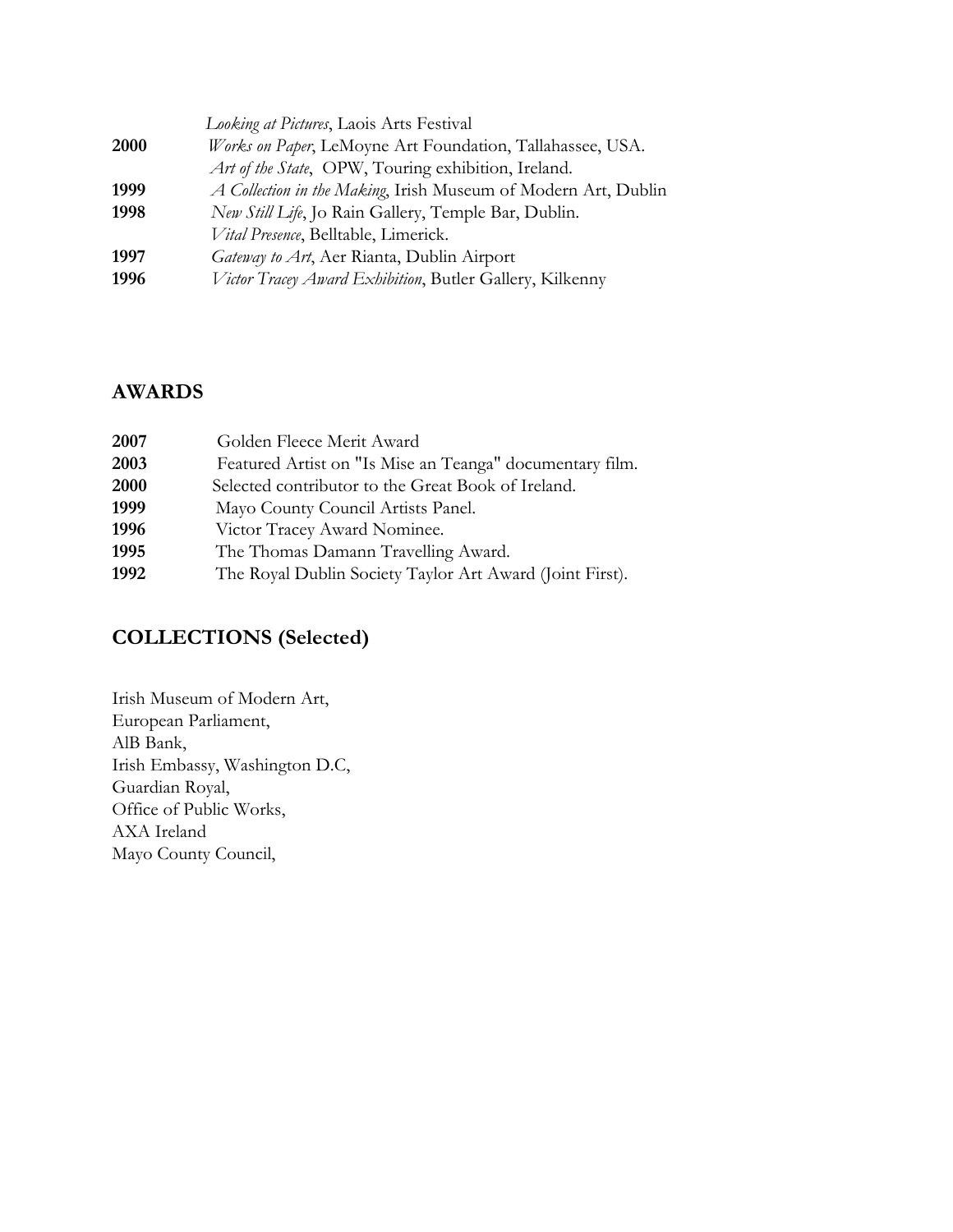| | |
|---|---|
| | *Looking at Pictures*, Laois Arts Festival |
| **2000** | *Works on Paper*, LeMoyne Art Foundation, Tallahassee, USA. |
| | *Art of the State*, OPW, Touring exhibition, Ireland. |
| **1999** | *A Collection in the Making*, Irish Museum of Modern Art, Dublin |
| **1998** | *New Still Life*, Jo Rain Gallery, Temple Bar, Dublin. |
| | *Vital Presence*, Belltable, Limerick. |
| **1997** | *Gateway to Art*, Aer Rianta, Dublin Airport |
| **1996** | *Victor Tracey Award Exhibition*, Butler Gallery, Kilkenny |

## AWARDS

| | |
|---|---|
| **2007** | Golden Fleece Merit Award |
| **2003** | Featured Artist on "Is Mise an Teanga" documentary film. |
| **2000** | Selected contributor to the Great Book of Ireland. |
| **1999** | Mayo County Council Artists Panel. |
| **1996** | Victor Tracey Award Nominee. |
| **1995** | The Thomas Damann Travelling Award. |
| **1992** | The Royal Dublin Society Taylor Art Award (Joint First). |

## COLLECTIONS (Selected)

Irish Museum of Modern Art,
European Parliament,
AIB Bank,
Irish Embassy, Washington D.C,
Guardian Royal,
Office of Public Works,
AXA Ireland
Mayo County Council,